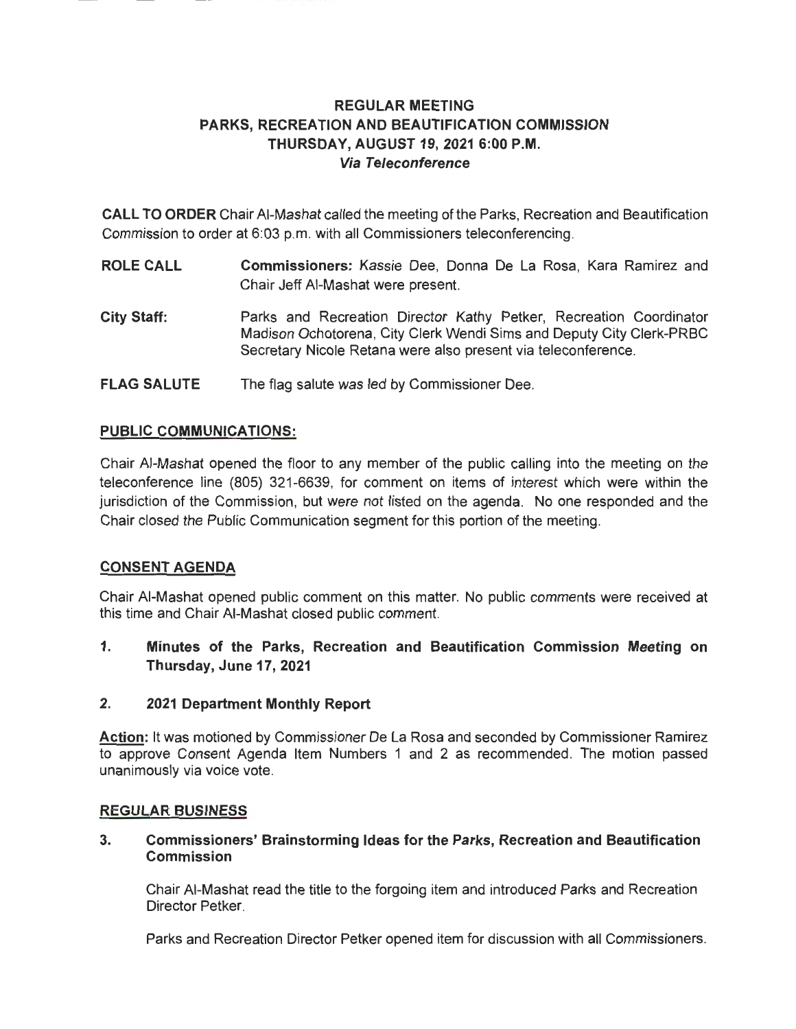# REGULAR MEETING
# PARKS, RECREATION AND BEAUTIFICATION COMMISSION
# THURSDAY, AUGUST 19, 2021 6:00 P.M.
## *Via Teleconference*

**CALL TO ORDER** Chair Al-Mashat called the meeting of the Parks, Recreation and Beautification Commission to order at 6:03 p.m. with all Commissioners teleconferencing.

**ROLE CALL** **Commissioners:** Kassie Dee, Donna De La Rosa, Kara Ramirez and Chair Jeff Al-Mashat were present.

**City Staff:** Parks and Recreation Director Kathy Petker, Recreation Coordinator Madison Ochotorena, City Clerk Wendi Sims and Deputy City Clerk-PRBC Secretary Nicole Retana were also present via teleconference.

**FLAG SALUTE** The flag salute was led by Commissioner Dee.

## PUBLIC COMMUNICATIONS:

Chair Al-Mashat opened the floor to any member of the public calling into the meeting on the teleconference line (805) 321-6639, for comment on items of interest which were within the jurisdiction of the Commission, but were not listed on the agenda. No one responded and the Chair closed the Public Communication segment for this portion of the meeting.

## CONSENT AGENDA

Chair Al-Mashat opened public comment on this matter. No public comments were received at this time and Chair Al-Mashat closed public comment.

**1. Minutes of the Parks, Recreation and Beautification Commission Meeting on Thursday, June 17, 2021**

**2. 2021 Department Monthly Report**

**Action:** It was motioned by Commissioner De La Rosa and seconded by Commissioner Ramirez to approve Consent Agenda Item Numbers 1 and 2 as recommended. The motion passed unanimously via voice vote.

## REGULAR BUSINESS

**3. Commissioners' Brainstorming Ideas for the Parks, Recreation and Beautification Commission**

Chair Al-Mashat read the title to the forgoing item and introduced Parks and Recreation Director Petker.

Parks and Recreation Director Petker opened item for discussion with all Commissioners.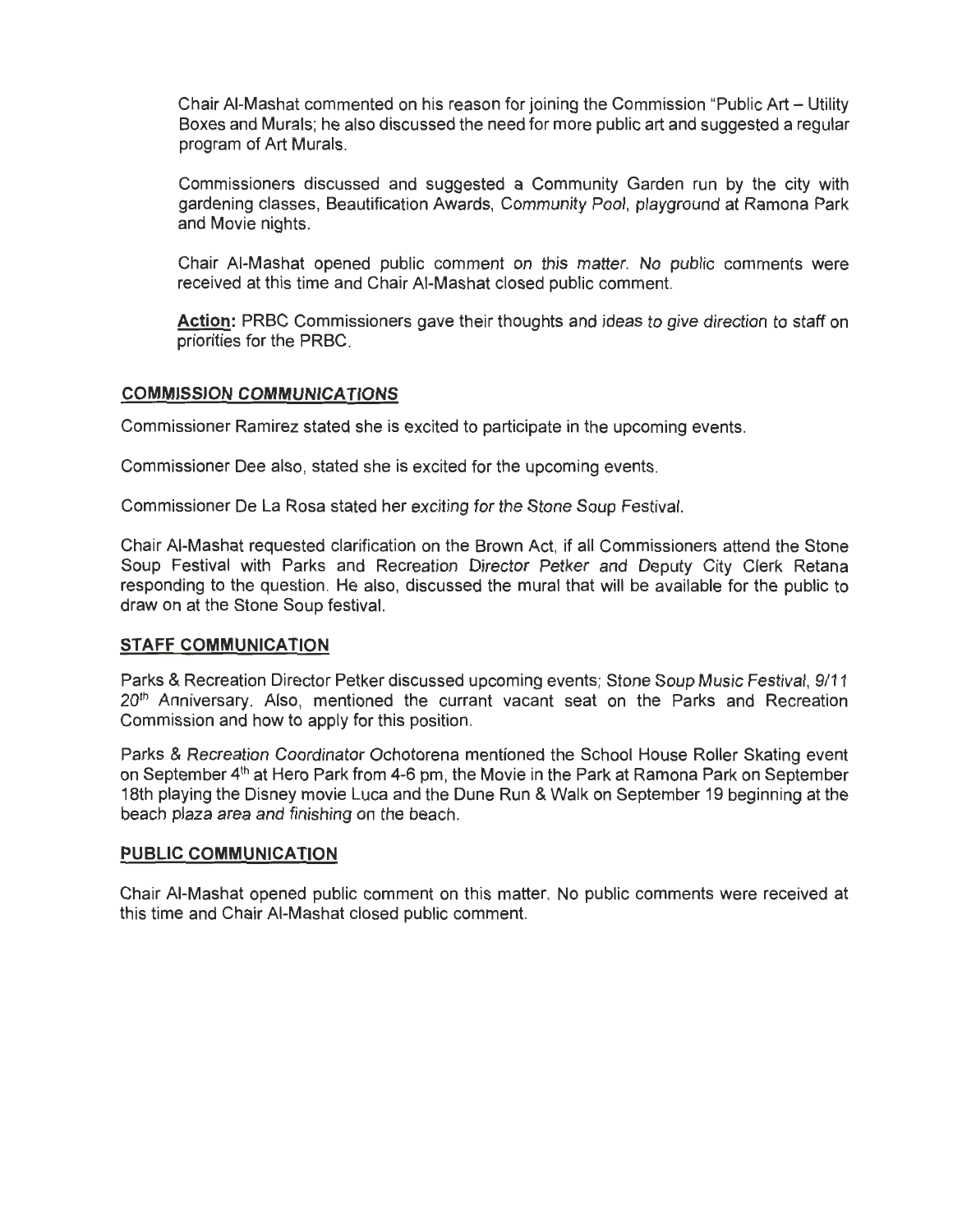Chair Al-Mashat commented on his reason for joining the Commission "Public Art – Utility Boxes and Murals; he also discussed the need for more public art and suggested a regular program of Art Murals.

Commissioners discussed and suggested a Community Garden run by the city with gardening classes, Beautification Awards, Community Pool, playground at Ramona Park and Movie nights.

Chair Al-Mashat opened public comment on this matter. No public comments were received at this time and Chair Al-Mashat closed public comment.

**Action:** PRBC Commissioners gave their thoughts and ideas to give direction to staff on priorities for the PRBC.

## COMMISSION COMMUNICATIONS

Commissioner Ramirez stated she is excited to participate in the upcoming events.

Commissioner Dee also, stated she is excited for the upcoming events.

Commissioner De La Rosa stated her exciting for the Stone Soup Festival.

Chair Al-Mashat requested clarification on the Brown Act, if all Commissioners attend the Stone Soup Festival with Parks and Recreation Director Petker and Deputy City Clerk Retana responding to the question. He also, discussed the mural that will be available for the public to draw on at the Stone Soup festival.

## STAFF COMMUNICATION

Parks & Recreation Director Petker discussed upcoming events; Stone Soup Music Festival, 9/11 20th Anniversary. Also, mentioned the currant vacant seat on the Parks and Recreation Commission and how to apply for this position.

Parks & Recreation Coordinator Ochotorena mentioned the School House Roller Skating event on September 4th at Hero Park from 4-6 pm, the Movie in the Park at Ramona Park on September 18th playing the Disney movie Luca and the Dune Run & Walk on September 19 beginning at the beach plaza area and finishing on the beach.

## PUBLIC COMMUNICATION

Chair Al-Mashat opened public comment on this matter. No public comments were received at this time and Chair Al-Mashat closed public comment.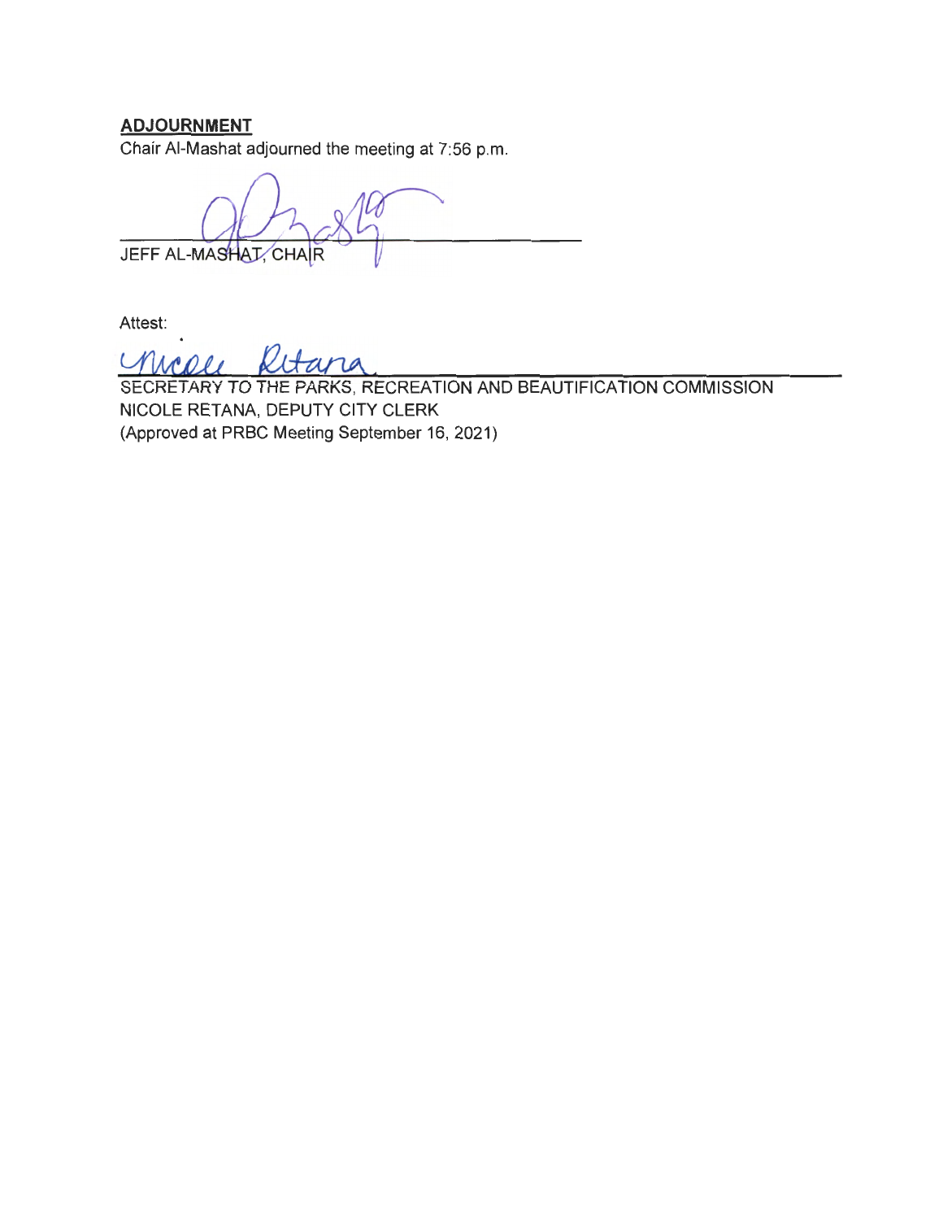**ADJOURNMENT**

Chair Al-Mashat adjourned the meeting at 7:56 p.m.

JEFF AL-MASHAT, CHAIR

Attest:

SECRETARY TO THE PARKS, RECREATION AND BEAUTIFICATION COMMISSION
NICOLE RETANA, DEPUTY CITY CLERK
(Approved at PRBC Meeting September 16, 2021)